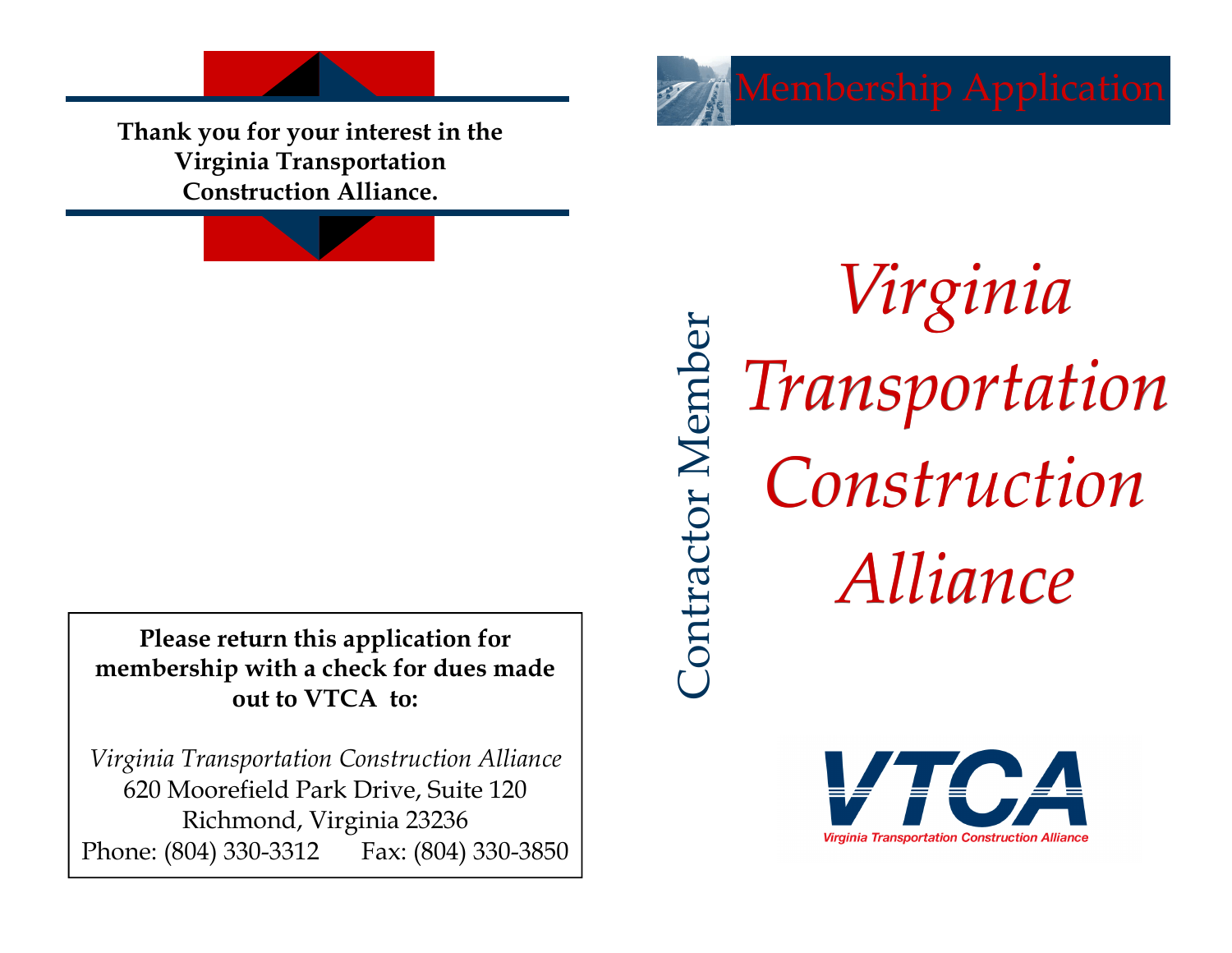**Thank you for your interest in the Virginia Transportation Construction Alliance.**

**Please return this application for membership with a check for dues made out to VTCA to:**

*Virginia Transportation Construction Alliance*
620 Moorefield Park Drive, Suite 120
Richmond, Virginia 23236
Phone: (804) 330-3312 Fax: (804) 330-3850

# Membership Application

Contractor Member

# *Virginia Transportation Construction Alliance*

VTCA
Virginia Transportation Construction Alliance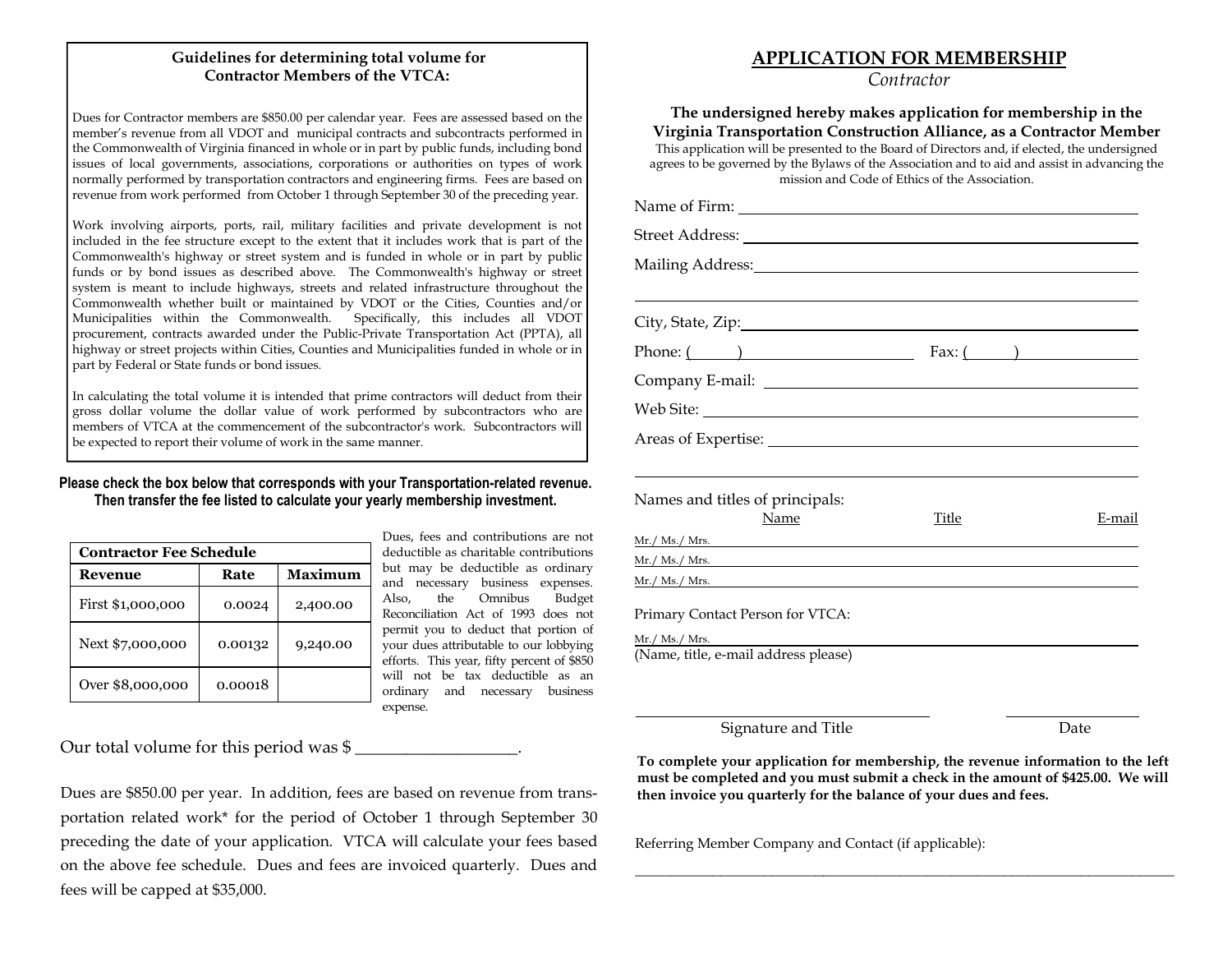### Guidelines for determining total volume for Contractor Members of the VTCA:

Dues for Contractor members are $850.00 per calendar year. Fees are assessed based on the member's revenue from all VDOT and municipal contracts and subcontracts performed in the Commonwealth of Virginia financed in whole or in part by public funds, including bond issues of local governments, associations, corporations or authorities on types of work normally performed by transportation contractors and engineering firms. Fees are based on revenue from work performed from October 1 through September 30 of the preceding year.

Work involving airports, ports, rail, military facilities and private development is not included in the fee structure except to the extent that it includes work that is part of the Commonwealth's highway or street system and is funded in whole or in part by public funds or by bond issues as described above. The Commonwealth's highway or street system is meant to include highways, streets and related infrastructure throughout the Commonwealth whether built or maintained by VDOT or the Cities, Counties and/or Municipalities within the Commonwealth. Specifically, this includes all VDOT procurement, contracts awarded under the Public-Private Transportation Act (PPTA), all highway or street projects within Cities, Counties and Municipalities funded in whole or in part by Federal or State funds or bond issues.

In calculating the total volume it is intended that prime contractors will deduct from their gross dollar volume the dollar value of work performed by subcontractors who are members of VTCA at the commencement of the subcontractor's work. Subcontractors will be expected to report their volume of work in the same manner.

**Please check the box below that corresponds with your Transportation-related revenue. Then transfer the fee listed to calculate your yearly membership investment.**

| Contractor Fee Schedule | | |
|---|---|---|
| **Revenue** | **Rate** | **Maximum** |
| First $1,000,000 | 0.0024 | 2,400.00 |
| Next $7,000,000 | 0.00132 | 9,240.00 |
| Over $8,000,000 | 0.00018 | |

Dues, fees and contributions are not deductible as charitable contributions but may be deductible as ordinary and necessary business expenses. Also, the Omnibus Budget Reconciliation Act of 1993 does not permit you to deduct that portion of your dues attributable to our lobbying efforts. This year, fifty percent of $850 will not be tax deductible as an ordinary and necessary business expense.

Our total volume for this period was $ ________________.

Dues are $850.00 per year. In addition, fees are based on revenue from transportation related work* for the period of October 1 through September 30 preceding the date of your application. VTCA will calculate your fees based on the above fee schedule. Dues and fees are invoiced quarterly. Dues and fees will be capped at $35,000.

## APPLICATION FOR MEMBERSHIP

*Contractor*

**The undersigned hereby makes application for membership in the Virginia Transportation Construction Alliance, as a Contractor Member**

This application will be presented to the Board of Directors and, if elected, the undersigned agrees to be governed by the Bylaws of the Association and to aid and assist in advancing the mission and Code of Ethics of the Association.

Name of Firm: ____________________

Street Address: ____________________

Mailing Address: ____________________

____________________

City, State, Zip: ____________________

Phone: (     ) ____________________ Fax: (     ) ____________________

Company E-mail: ____________________

Web Site: ____________________

Areas of Expertise: ____________________

____________________

Names and titles of principals:

| Name | Title | E-mail |
|---|---|---|
| Mr./ Ms./ Mrs. | | |
| Mr./ Ms./ Mrs. | | |
| Mr./ Ms./ Mrs. | | |

Primary Contact Person for VTCA:

Mr./ Ms./ Mrs. ____________________

(Name, title, e-mail address please)

____________________ ____________________

Signature and Title Date

**To complete your application for membership, the revenue information to the left must be completed and you must submit a check in the amount of $425.00. We will then invoice you quarterly for the balance of your dues and fees.**

Referring Member Company and Contact (if applicable):

____________________